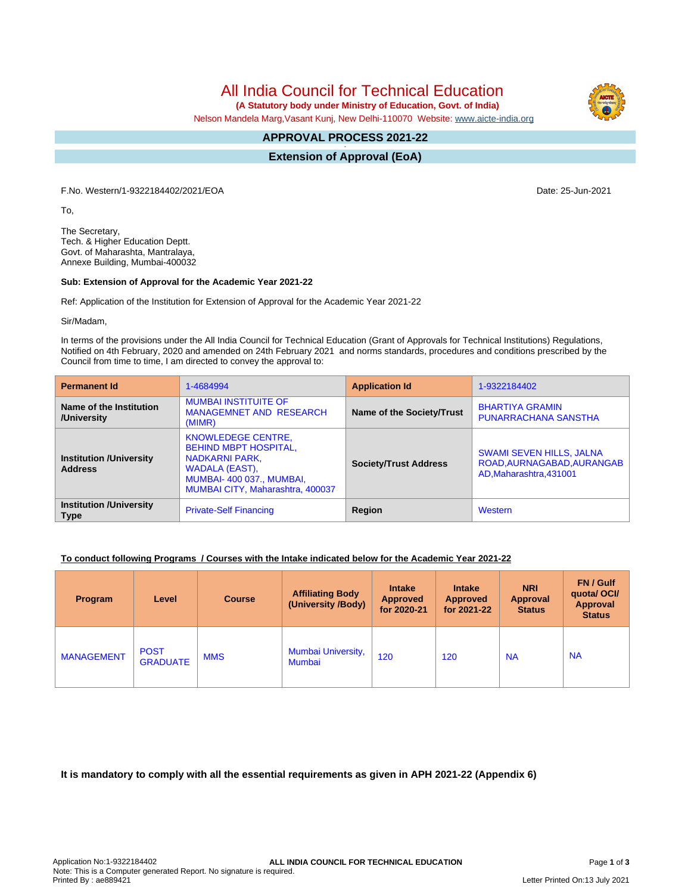# All India Council for Technical Education

**(A Statutory body under Ministry of Education, Govt. of India)**

Nelson Mandela Marg,Vasant Kunj, New Delhi-110070 Website: www.aicte-india.org

## APPROVAL PROCESS 2021-22

## Extension of Approval (EoA)

F.No. Western/1-9322184402/2021/EOA

Date: 25-Jun-2021

To,

The Secretary,
Tech. & Higher Education Deptt.
Govt. of Maharashta, Mantralaya,
Annexe Building, Mumbai-400032

**Sub: Extension of Approval for the Academic Year 2021-22**

Ref: Application of the Institution for Extension of Approval for the Academic Year 2021-22

Sir/Madam,

In terms of the provisions under the All India Council for Technical Education (Grant of Approvals for Technical Institutions) Regulations, Notified on 4th February, 2020 and amended on 24th February 2021 and norms standards, procedures and conditions prescribed by the Council from time to time, I am directed to convey the approval to:

| **Permanent Id** | 1-4684994 | **Application Id** | 1-9322184402 |
|---|---|---|---|
| **Name of the Institution /University** | MUMBAI INSTITUITE OF MANAGEMNET AND RESEARCH (MIMR) | **Name of the Society/Trust** | BHARTIYA GRAMIN PUNARRACHANA SANSTHA |
| **Institution /University Address** | KNOWLEDEGE CENTRE, BEHIND MBPT HOSPITAL, NADKARNI PARK, WADALA (EAST), MUMBAI- 400 037., MUMBAI, MUMBAI CITY, Maharashtra, 400037 | **Society/Trust Address** | SWAMI SEVEN HILLS, JALNA ROAD,AURNAGABAD,AURANGABAD,Maharashtra,431001 |
| **Institution /University Type** | Private-Self Financing | **Region** | Western |

**To conduct following Programs / Courses with the Intake indicated below for the Academic Year 2021-22**

| Program | Level | Course | Affiliating Body (University /Body) | Intake Approved for 2020-21 | Intake Approved for 2021-22 | NRI Approval Status | FN / Gulf quota/ OCI/ Approval Status |
|---|---|---|---|---|---|---|---|
| MANAGEMENT | POST GRADUATE | MMS | Mumbai University, Mumbai | 120 | 120 | NA | NA |

**It is mandatory to comply with all the essential requirements as given in APH 2021-22 (Appendix 6)**

Application No:1-9322184402
Note: This is a Computer generated Report. No signature is required.
Printed By : ae889421

Letter Printed On:13 July 2021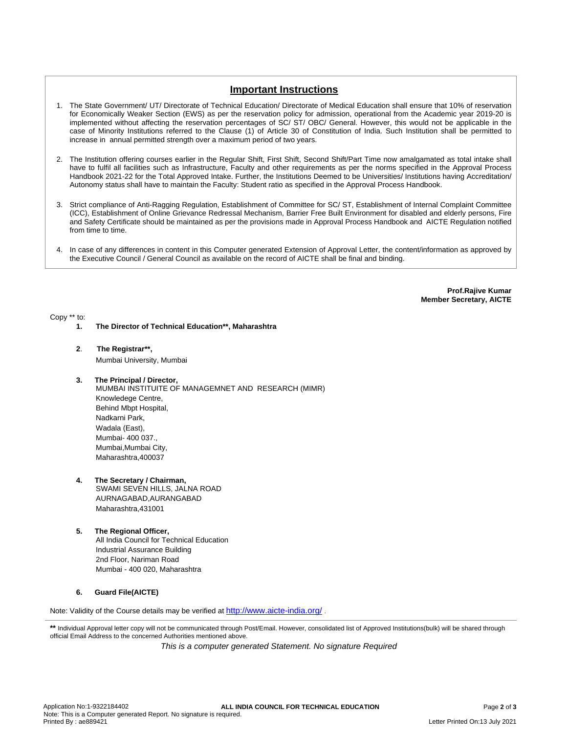## Important Instructions

1. The State Government/ UT/ Directorate of Technical Education/ Directorate of Medical Education shall ensure that 10% of reservation for Economically Weaker Section (EWS) as per the reservation policy for admission, operational from the Academic year 2019-20 is implemented without affecting the reservation percentages of SC/ ST/ OBC/ General. However, this would not be applicable in the case of Minority Institutions referred to the Clause (1) of Article 30 of Constitution of India. Such Institution shall be permitted to increase in annual permitted strength over a maximum period of two years.

2. The Institution offering courses earlier in the Regular Shift, First Shift, Second Shift/Part Time now amalgamated as total intake shall have to fulfil all facilities such as Infrastructure, Faculty and other requirements as per the norms specified in the Approval Process Handbook 2021-22 for the Total Approved Intake. Further, the Institutions Deemed to be Universities/ Institutions having Accreditation/ Autonomy status shall have to maintain the Faculty: Student ratio as specified in the Approval Process Handbook.

3. Strict compliance of Anti-Ragging Regulation, Establishment of Committee for SC/ ST, Establishment of Internal Complaint Committee (ICC), Establishment of Online Grievance Redressal Mechanism, Barrier Free Built Environment for disabled and elderly persons, Fire and Safety Certificate should be maintained as per the provisions made in Approval Process Handbook and AICTE Regulation notified from time to time.

4. In case of any differences in content in this Computer generated Extension of Approval Letter, the content/information as approved by the Executive Council / General Council as available on the record of AICTE shall be final and binding.

**Prof.Rajive Kumar**
**Member Secretary, AICTE**

Copy ** to:

1. **The Director of Technical Education**, Maharashtra**

2. **The Registrar**,**
   Mumbai University, Mumbai

3. **The Principal / Director,**
   MUMBAI INSTITUITE OF MANAGEMNET AND RESEARCH (MIMR)
   Knowledege Centre,
   Behind Mbpt Hospital,
   Nadkarni Park,
   Wadala (East),
   Mumbai- 400 037.,
   Mumbai,Mumbai City,
   Maharashtra,400037

4. **The Secretary / Chairman,**
   SWAMI SEVEN HILLS, JALNA ROAD
   AURNAGABAD,AURANGABAD
   Maharashtra,431001

5. **The Regional Officer,**
   All India Council for Technical Education
   Industrial Assurance Building
   2nd Floor, Nariman Road
   Mumbai - 400 020, Maharashtra

6. **Guard File(AICTE)**

Note: Validity of the Course details may be verified at http://www.aicte-india.org/ .

**\*\*** Individual Approval letter copy will not be communicated through Post/Email. However, consolidated list of Approved Institutions(bulk) will be shared through official Email Address to the concerned Authorities mentioned above.

*This is a computer generated Statement. No signature Required*

Application No:1-9322184402
Note: This is a Computer generated Report. No signature is required.
Printed By : ae889421

Letter Printed On:13 July 2021